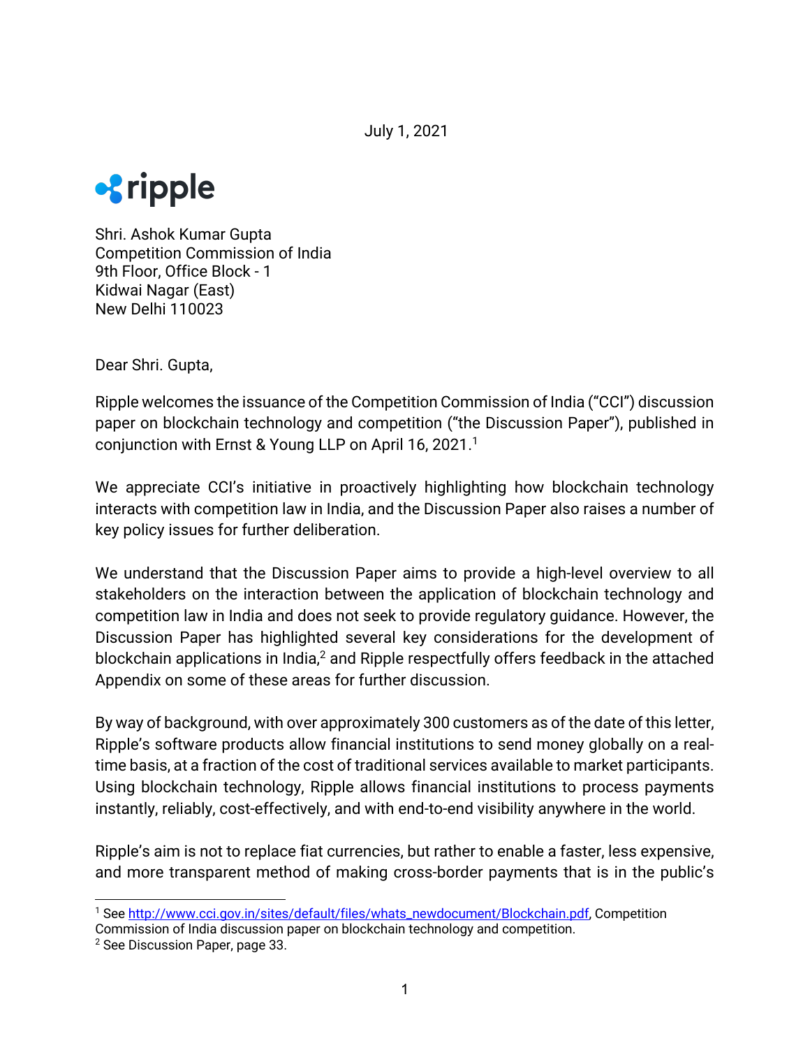July 1, 2021

ripple

Shri. Ashok Kumar Gupta
Competition Commission of India
9th Floor, Office Block - 1
Kidwai Nagar (East)
New Delhi 110023

Dear Shri. Gupta,

Ripple welcomes the issuance of the Competition Commission of India ("CCI") discussion paper on blockchain technology and competition ("the Discussion Paper"), published in conjunction with Ernst & Young LLP on April 16, 2021.[1]

We appreciate CCI's initiative in proactively highlighting how blockchain technology interacts with competition law in India, and the Discussion Paper also raises a number of key policy issues for further deliberation.

We understand that the Discussion Paper aims to provide a high-level overview to all stakeholders on the interaction between the application of blockchain technology and competition law in India and does not seek to provide regulatory guidance. However, the Discussion Paper has highlighted several key considerations for the development of blockchain applications in India,[2] and Ripple respectfully offers feedback in the attached Appendix on some of these areas for further discussion.

By way of background, with over approximately 300 customers as of the date of this letter, Ripple's software products allow financial institutions to send money globally on a real-time basis, at a fraction of the cost of traditional services available to market participants. Using blockchain technology, Ripple allows financial institutions to process payments instantly, reliably, cost-effectively, and with end-to-end visibility anywhere in the world.

Ripple's aim is not to replace fiat currencies, but rather to enable a faster, less expensive, and more transparent method of making cross-border payments that is in the public's

---

[1] See http://www.cci.gov.in/sites/default/files/whats_newdocument/Blockchain.pdf, Competition Commission of India discussion paper on blockchain technology and competition.

[2] See Discussion Paper, page 33.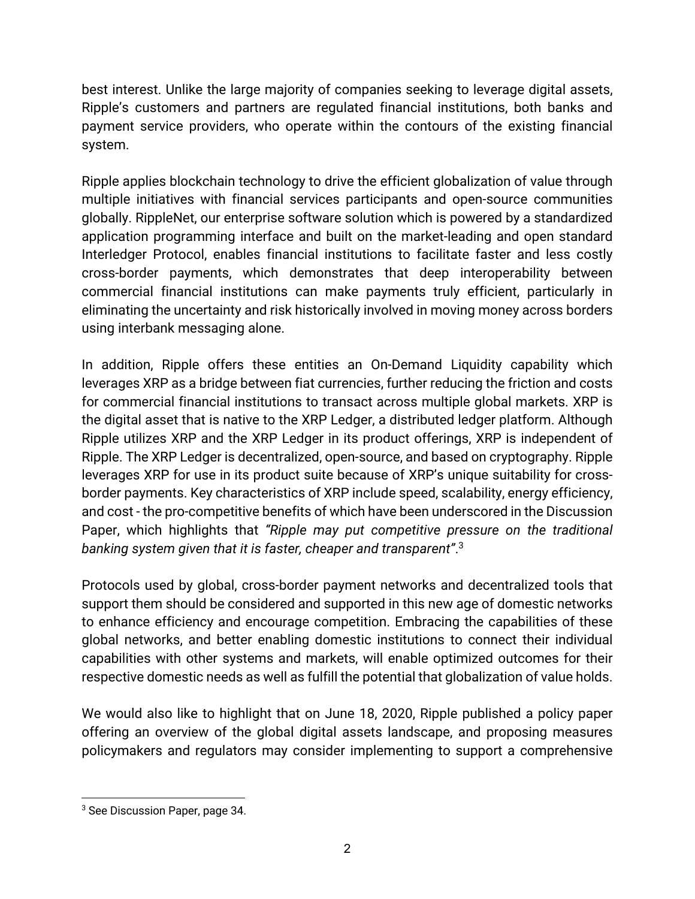best interest. Unlike the large majority of companies seeking to leverage digital assets, Ripple's customers and partners are regulated financial institutions, both banks and payment service providers, who operate within the contours of the existing financial system.

Ripple applies blockchain technology to drive the efficient globalization of value through multiple initiatives with financial services participants and open-source communities globally. RippleNet, our enterprise software solution which is powered by a standardized application programming interface and built on the market-leading and open standard Interledger Protocol, enables financial institutions to facilitate faster and less costly cross-border payments, which demonstrates that deep interoperability between commercial financial institutions can make payments truly efficient, particularly in eliminating the uncertainty and risk historically involved in moving money across borders using interbank messaging alone.

In addition, Ripple offers these entities an On-Demand Liquidity capability which leverages XRP as a bridge between fiat currencies, further reducing the friction and costs for commercial financial institutions to transact across multiple global markets. XRP is the digital asset that is native to the XRP Ledger, a distributed ledger platform. Although Ripple utilizes XRP and the XRP Ledger in its product offerings, XRP is independent of Ripple. The XRP Ledger is decentralized, open-source, and based on cryptography. Ripple leverages XRP for use in its product suite because of XRP's unique suitability for cross-border payments. Key characteristics of XRP include speed, scalability, energy efficiency, and cost - the pro-competitive benefits of which have been underscored in the Discussion Paper, which highlights that *"Ripple may put competitive pressure on the traditional banking system given that it is faster, cheaper and transparent"*.[3]

Protocols used by global, cross-border payment networks and decentralized tools that support them should be considered and supported in this new age of domestic networks to enhance efficiency and encourage competition. Embracing the capabilities of these global networks, and better enabling domestic institutions to connect their individual capabilities with other systems and markets, will enable optimized outcomes for their respective domestic needs as well as fulfill the potential that globalization of value holds.

We would also like to highlight that on June 18, 2020, Ripple published a policy paper offering an overview of the global digital assets landscape, and proposing measures policymakers and regulators may consider implementing to support a comprehensive

---

[3] See Discussion Paper, page 34.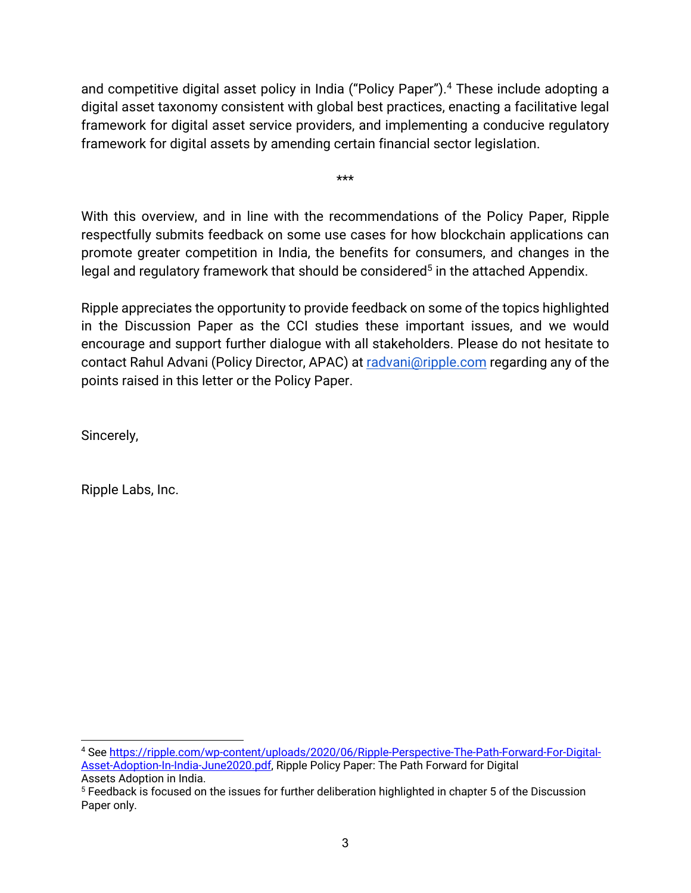and competitive digital asset policy in India ("Policy Paper").[4] These include adopting a digital asset taxonomy consistent with global best practices, enacting a facilitative legal framework for digital asset service providers, and implementing a conducive regulatory framework for digital assets by amending certain financial sector legislation.

***

With this overview, and in line with the recommendations of the Policy Paper, Ripple respectfully submits feedback on some use cases for how blockchain applications can promote greater competition in India, the benefits for consumers, and changes in the legal and regulatory framework that should be considered[5] in the attached Appendix.

Ripple appreciates the opportunity to provide feedback on some of the topics highlighted in the Discussion Paper as the CCI studies these important issues, and we would encourage and support further dialogue with all stakeholders. Please do not hesitate to contact Rahul Advani (Policy Director, APAC) at [radvani@ripple.com](mailto:radvani@ripple.com) regarding any of the points raised in this letter or the Policy Paper.

Sincerely,

Ripple Labs, Inc.

---

[4] See [https://ripple.com/wp-content/uploads/2020/06/Ripple-Perspective-The-Path-Forward-For-Digital-Asset-Adoption-In-India-June2020.pdf](https://ripple.com/wp-content/uploads/2020/06/Ripple-Perspective-The-Path-Forward-For-Digital-Asset-Adoption-In-India-June2020.pdf), Ripple Policy Paper: The Path Forward for Digital Assets Adoption in India.

[5] Feedback is focused on the issues for further deliberation highlighted in chapter 5 of the Discussion Paper only.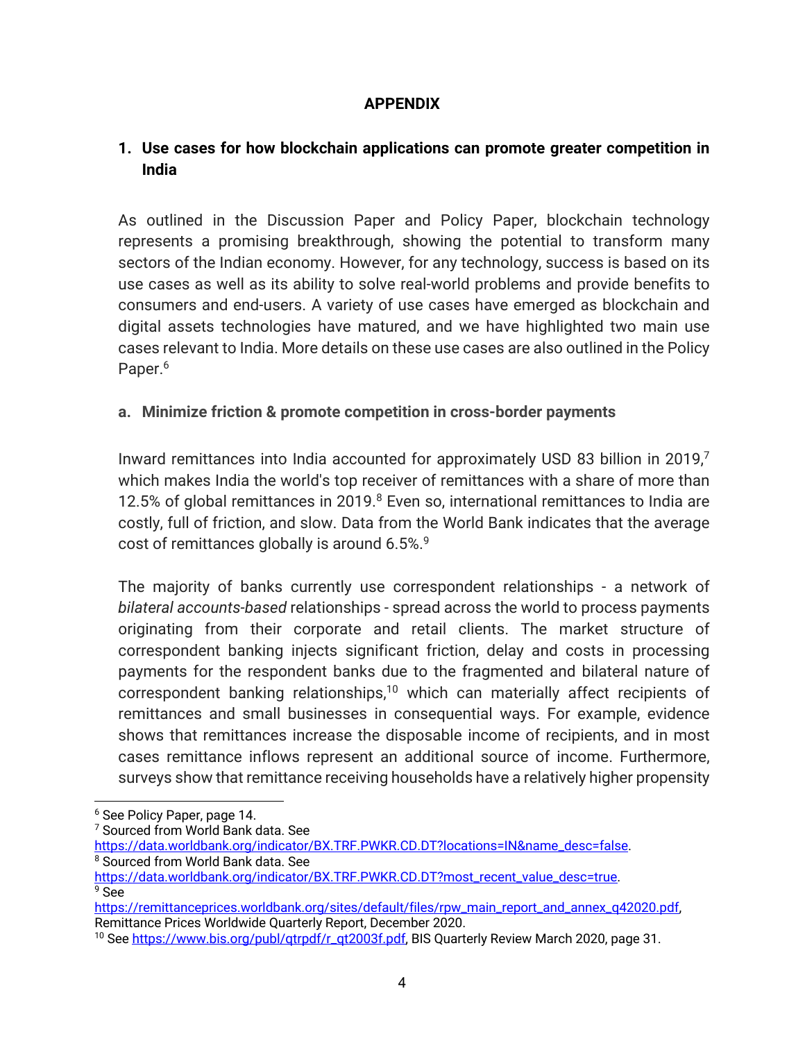# APPENDIX

## 1. Use cases for how blockchain applications can promote greater competition in India

As outlined in the Discussion Paper and Policy Paper, blockchain technology represents a promising breakthrough, showing the potential to transform many sectors of the Indian economy. However, for any technology, success is based on its use cases as well as its ability to solve real-world problems and provide benefits to consumers and end-users. A variety of use cases have emerged as blockchain and digital assets technologies have matured, and we have highlighted two main use cases relevant to India. More details on these use cases are also outlined in the Policy Paper.[6]

### a. Minimize friction & promote competition in cross-border payments

Inward remittances into India accounted for approximately USD 83 billion in 2019,[7] which makes India the world's top receiver of remittances with a share of more than 12.5% of global remittances in 2019.[8] Even so, international remittances to India are costly, full of friction, and slow. Data from the World Bank indicates that the average cost of remittances globally is around 6.5%.[9]

The majority of banks currently use correspondent relationships - a network of *bilateral accounts-based* relationships - spread across the world to process payments originating from their corporate and retail clients. The market structure of correspondent banking injects significant friction, delay and costs in processing payments for the respondent banks due to the fragmented and bilateral nature of correspondent banking relationships,[10] which can materially affect recipients of remittances and small businesses in consequential ways. For example, evidence shows that remittances increase the disposable income of recipients, and in most cases remittance inflows represent an additional source of income. Furthermore, surveys show that remittance receiving households have a relatively higher propensity

---

[6] See Policy Paper, page 14.

[7] Sourced from World Bank data. See https://data.worldbank.org/indicator/BX.TRF.PWKR.CD.DT?locations=IN&name_desc=false.

[8] Sourced from World Bank data. See https://data.worldbank.org/indicator/BX.TRF.PWKR.CD.DT?most_recent_value_desc=true.

[9] See https://remittanceprices.worldbank.org/sites/default/files/rpw_main_report_and_annex_q42020.pdf, Remittance Prices Worldwide Quarterly Report, December 2020.

[10] See https://www.bis.org/publ/qtrpdf/r_qt2003f.pdf, BIS Quarterly Review March 2020, page 31.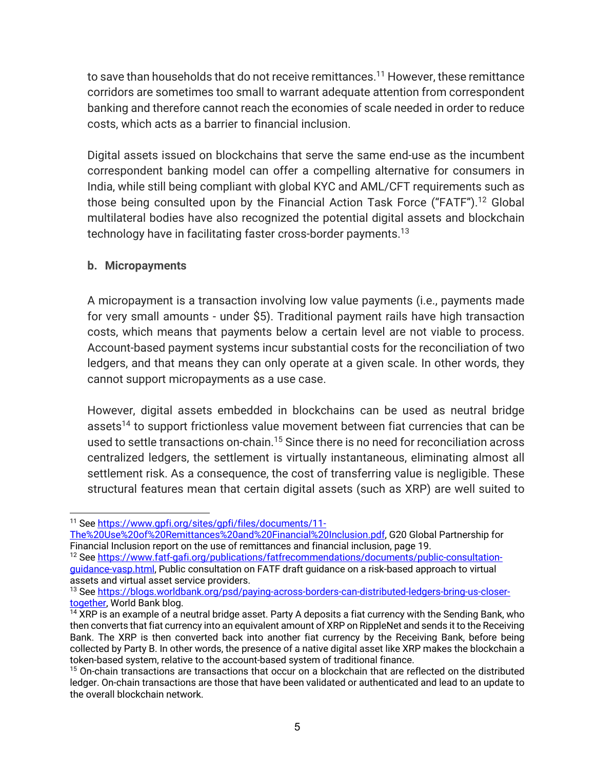to save than households that do not receive remittances.[11] However, these remittance corridors are sometimes too small to warrant adequate attention from correspondent banking and therefore cannot reach the economies of scale needed in order to reduce costs, which acts as a barrier to financial inclusion.

Digital assets issued on blockchains that serve the same end-use as the incumbent correspondent banking model can offer a compelling alternative for consumers in India, while still being compliant with global KYC and AML/CFT requirements such as those being consulted upon by the Financial Action Task Force ("FATF").[12] Global multilateral bodies have also recognized the potential digital assets and blockchain technology have in facilitating faster cross-border payments.[13]

**b. Micropayments**

A micropayment is a transaction involving low value payments (i.e., payments made for very small amounts - under $5). Traditional payment rails have high transaction costs, which means that payments below a certain level are not viable to process. Account-based payment systems incur substantial costs for the reconciliation of two ledgers, and that means they can only operate at a given scale. In other words, they cannot support micropayments as a use case.

However, digital assets embedded in blockchains can be used as neutral bridge assets[14] to support frictionless value movement between fiat currencies that can be used to settle transactions on-chain.[15] Since there is no need for reconciliation across centralized ledgers, the settlement is virtually instantaneous, eliminating almost all settlement risk. As a consequence, the cost of transferring value is negligible. These structural features mean that certain digital assets (such as XRP) are well suited to

---

[11] See https://www.gpfi.org/sites/gpfi/files/documents/11-The%20Use%20of%20Remittances%20and%20Financial%20Inclusion.pdf, G20 Global Partnership for Financial Inclusion report on the use of remittances and financial inclusion, page 19.

[12] See https://www.fatf-gafi.org/publications/fatfrecommendations/documents/public-consultation-guidance-vasp.html, Public consultation on FATF draft guidance on a risk-based approach to virtual assets and virtual asset service providers.

[13] See https://blogs.worldbank.org/psd/paying-across-borders-can-distributed-ledgers-bring-us-closer-together, World Bank blog.

[14] XRP is an example of a neutral bridge asset. Party A deposits a fiat currency with the Sending Bank, who then converts that fiat currency into an equivalent amount of XRP on RippleNet and sends it to the Receiving Bank. The XRP is then converted back into another fiat currency by the Receiving Bank, before being collected by Party B. In other words, the presence of a native digital asset like XRP makes the blockchain a token-based system, relative to the account-based system of traditional finance.

[15] On-chain transactions are transactions that occur on a blockchain that are reflected on the distributed ledger. On-chain transactions are those that have been validated or authenticated and lead to an update to the overall blockchain network.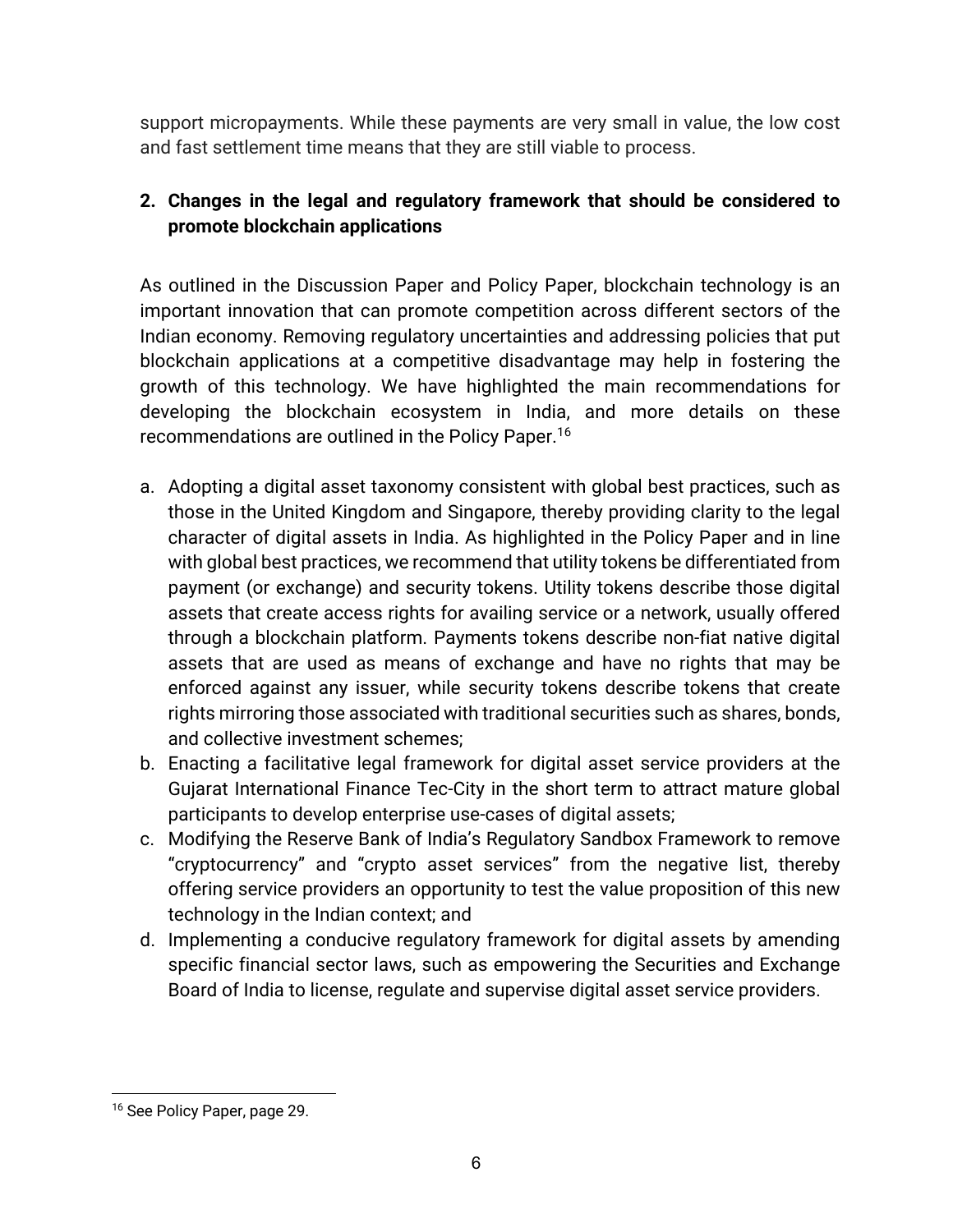support micropayments. While these payments are very small in value, the low cost and fast settlement time means that they are still viable to process.

**2. Changes in the legal and regulatory framework that should be considered to promote blockchain applications**

As outlined in the Discussion Paper and Policy Paper, blockchain technology is an important innovation that can promote competition across different sectors of the Indian economy. Removing regulatory uncertainties and addressing policies that put blockchain applications at a competitive disadvantage may help in fostering the growth of this technology. We have highlighted the main recommendations for developing the blockchain ecosystem in India, and more details on these recommendations are outlined in the Policy Paper.[16]

a. Adopting a digital asset taxonomy consistent with global best practices, such as those in the United Kingdom and Singapore, thereby providing clarity to the legal character of digital assets in India. As highlighted in the Policy Paper and in line with global best practices, we recommend that utility tokens be differentiated from payment (or exchange) and security tokens. Utility tokens describe those digital assets that create access rights for availing service or a network, usually offered through a blockchain platform. Payments tokens describe non-fiat native digital assets that are used as means of exchange and have no rights that may be enforced against any issuer, while security tokens describe tokens that create rights mirroring those associated with traditional securities such as shares, bonds, and collective investment schemes;
b. Enacting a facilitative legal framework for digital asset service providers at the Gujarat International Finance Tec-City in the short term to attract mature global participants to develop enterprise use-cases of digital assets;
c. Modifying the Reserve Bank of India's Regulatory Sandbox Framework to remove "cryptocurrency" and "crypto asset services" from the negative list, thereby offering service providers an opportunity to test the value proposition of this new technology in the Indian context; and
d. Implementing a conducive regulatory framework for digital assets by amending specific financial sector laws, such as empowering the Securities and Exchange Board of India to license, regulate and supervise digital asset service providers.

[16] See Policy Paper, page 29.